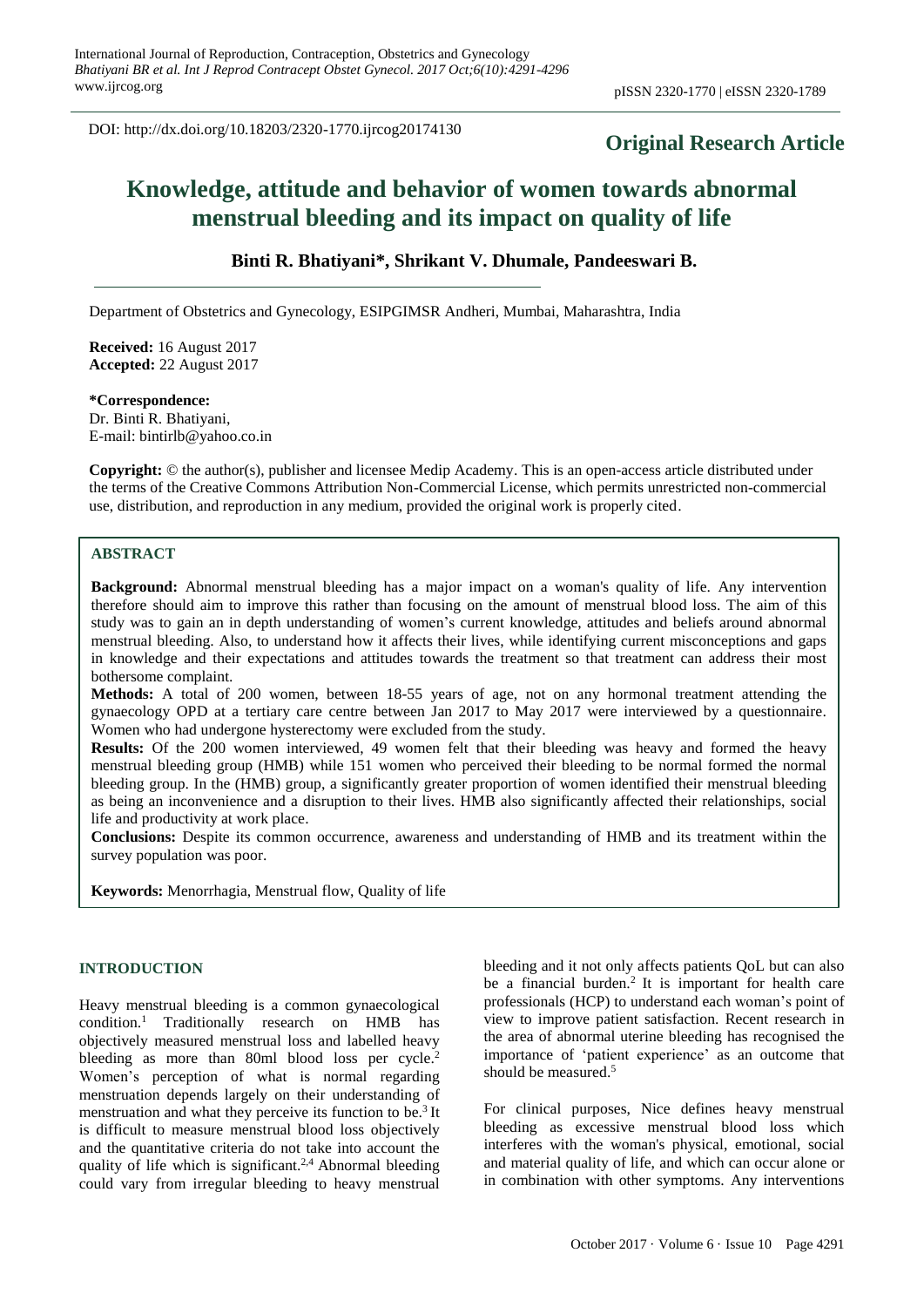DOI: http://dx.doi.org/10.18203/2320-1770.ijrcog20174130

**Original Research Article**

# Knowledge, attitude and behavior of women towards abnormal menstrual bleeding and its impact on quality of life

**Binti R. Bhatiyani\*, Shrikant V. Dhumale, Pandeeswari B.**

Department of Obstetrics and Gynecology, ESIPGIMSR Andheri, Mumbai, Maharashtra, India

**Received:** 16 August 2017
**Accepted:** 22 August 2017

**\*Correspondence:**
Dr. Binti R. Bhatiyani,
E-mail: bintirlb@yahoo.co.in

**Copyright:** © the author(s), publisher and licensee Medip Academy. This is an open-access article distributed under the terms of the Creative Commons Attribution Non-Commercial License, which permits unrestricted non-commercial use, distribution, and reproduction in any medium, provided the original work is properly cited.

## ABSTRACT

**Background:** Abnormal menstrual bleeding has a major impact on a woman's quality of life. Any intervention therefore should aim to improve this rather than focusing on the amount of menstrual blood loss. The aim of this study was to gain an in depth understanding of women's current knowledge, attitudes and beliefs around abnormal menstrual bleeding. Also, to understand how it affects their lives, while identifying current misconceptions and gaps in knowledge and their expectations and attitudes towards the treatment so that treatment can address their most bothersome complaint.

**Methods:** A total of 200 women, between 18-55 years of age, not on any hormonal treatment attending the gynaecology OPD at a tertiary care centre between Jan 2017 to May 2017 were interviewed by a questionnaire. Women who had undergone hysterectomy were excluded from the study.

**Results:** Of the 200 women interviewed, 49 women felt that their bleeding was heavy and formed the heavy menstrual bleeding group (HMB) while 151 women who perceived their bleeding to be normal formed the normal bleeding group. In the (HMB) group, a significantly greater proportion of women identified their menstrual bleeding as being an inconvenience and a disruption to their lives. HMB also significantly affected their relationships, social life and productivity at work place.

**Conclusions:** Despite its common occurrence, awareness and understanding of HMB and its treatment within the survey population was poor.

**Keywords:** Menorrhagia, Menstrual flow, Quality of life

## INTRODUCTION

Heavy menstrual bleeding is a common gynaecological condition.[1] Traditionally research on HMB has objectively measured menstrual loss and labelled heavy bleeding as more than 80ml blood loss per cycle.[2] Women's perception of what is normal regarding menstruation depends largely on their understanding of menstruation and what they perceive its function to be.[3] It is difficult to measure menstrual blood loss objectively and the quantitative criteria do not take into account the quality of life which is significant.[2,4] Abnormal bleeding could vary from irregular bleeding to heavy menstrual bleeding and it not only affects patients QoL but can also be a financial burden.[2] It is important for health care professionals (HCP) to understand each woman's point of view to improve patient satisfaction. Recent research in the area of abnormal uterine bleeding has recognised the importance of 'patient experience' as an outcome that should be measured.[5]

For clinical purposes, Nice defines heavy menstrual bleeding as excessive menstrual blood loss which interferes with the woman's physical, emotional, social and material quality of life, and which can occur alone or in combination with other symptoms. Any interventions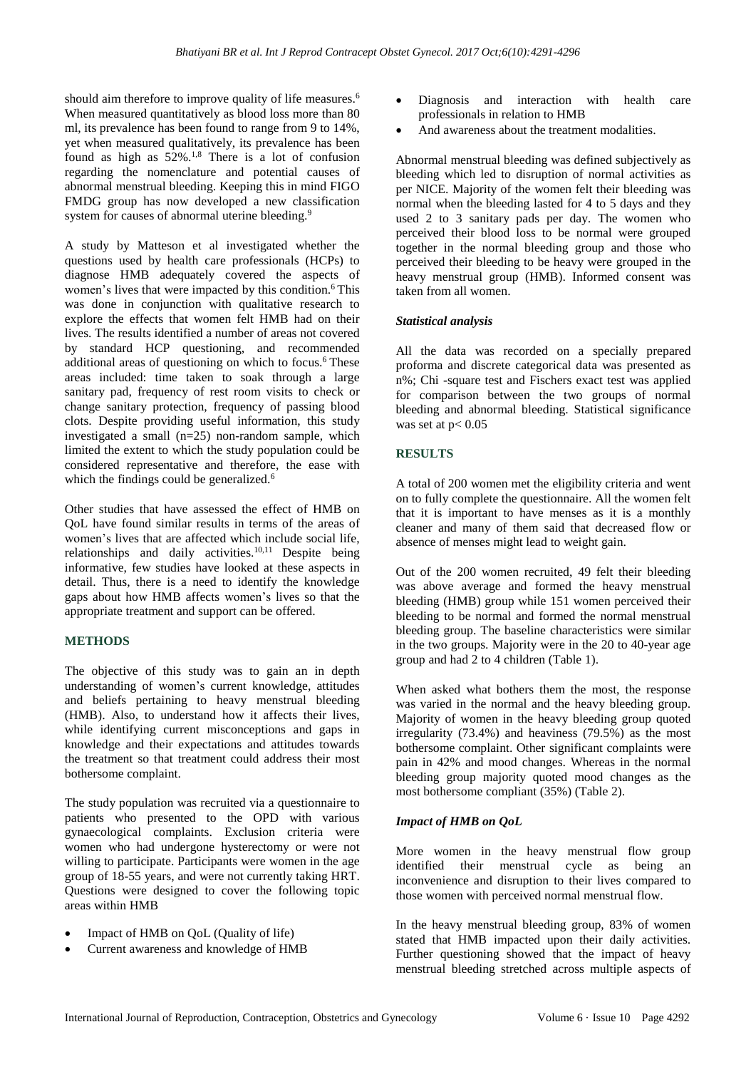should aim therefore to improve quality of life measures.[6] When measured quantitatively as blood loss more than 80 ml, its prevalence has been found to range from 9 to 14%, yet when measured qualitatively, its prevalence has been found as high as 52%.[1,8] There is a lot of confusion regarding the nomenclature and potential causes of abnormal menstrual bleeding. Keeping this in mind FIGO FMDG group has now developed a new classification system for causes of abnormal uterine bleeding.[9]

A study by Matteson et al investigated whether the questions used by health care professionals (HCPs) to diagnose HMB adequately covered the aspects of women's lives that were impacted by this condition.[6] This was done in conjunction with qualitative research to explore the effects that women felt HMB had on their lives. The results identified a number of areas not covered by standard HCP questioning, and recommended additional areas of questioning on which to focus.[6] These areas included: time taken to soak through a large sanitary pad, frequency of rest room visits to check or change sanitary protection, frequency of passing blood clots. Despite providing useful information, this study investigated a small (n=25) non-random sample, which limited the extent to which the study population could be considered representative and therefore, the ease with which the findings could be generalized.[6]

Other studies that have assessed the effect of HMB on QoL have found similar results in terms of the areas of women's lives that are affected which include social life, relationships and daily activities.[10,11] Despite being informative, few studies have looked at these aspects in detail. Thus, there is a need to identify the knowledge gaps about how HMB affects women's lives so that the appropriate treatment and support can be offered.

## METHODS

The objective of this study was to gain an in depth understanding of women's current knowledge, attitudes and beliefs pertaining to heavy menstrual bleeding (HMB). Also, to understand how it affects their lives, while identifying current misconceptions and gaps in knowledge and their expectations and attitudes towards the treatment so that treatment could address their most bothersome complaint.

The study population was recruited via a questionnaire to patients who presented to the OPD with various gynaecological complaints. Exclusion criteria were women who had undergone hysterectomy or were not willing to participate. Participants were women in the age group of 18-55 years, and were not currently taking HRT. Questions were designed to cover the following topic areas within HMB

- Impact of HMB on QoL (Quality of life)
- Current awareness and knowledge of HMB
- Diagnosis and interaction with health care professionals in relation to HMB
- And awareness about the treatment modalities.

Abnormal menstrual bleeding was defined subjectively as bleeding which led to disruption of normal activities as per NICE. Majority of the women felt their bleeding was normal when the bleeding lasted for 4 to 5 days and they used 2 to 3 sanitary pads per day. The women who perceived their blood loss to be normal were grouped together in the normal bleeding group and those who perceived their bleeding to be heavy were grouped in the heavy menstrual group (HMB). Informed consent was taken from all women.

### *Statistical analysis*

All the data was recorded on a specially prepared proforma and discrete categorical data was presented as n%; Chi -square test and Fischers exact test was applied for comparison between the two groups of normal bleeding and abnormal bleeding. Statistical significance was set at $p < 0.05$

## RESULTS

A total of 200 women met the eligibility criteria and went on to fully complete the questionnaire. All the women felt that it is important to have menses as it is a monthly cleaner and many of them said that decreased flow or absence of menses might lead to weight gain.

Out of the 200 women recruited, 49 felt their bleeding was above average and formed the heavy menstrual bleeding (HMB) group while 151 women perceived their bleeding to be normal and formed the normal menstrual bleeding group. The baseline characteristics were similar in the two groups. Majority were in the 20 to 40-year age group and had 2 to 4 children (Table 1).

When asked what bothers them the most, the response was varied in the normal and the heavy bleeding group. Majority of women in the heavy bleeding group quoted irregularity (73.4%) and heaviness (79.5%) as the most bothersome complaint. Other significant complaints were pain in 42% and mood changes. Whereas in the normal bleeding group majority quoted mood changes as the most bothersome compliant (35%) (Table 2).

### *Impact of HMB on QoL*

More women in the heavy menstrual flow group identified their menstrual cycle as being an inconvenience and disruption to their lives compared to those women with perceived normal menstrual flow.

In the heavy menstrual bleeding group, 83% of women stated that HMB impacted upon their daily activities. Further questioning showed that the impact of heavy menstrual bleeding stretched across multiple aspects of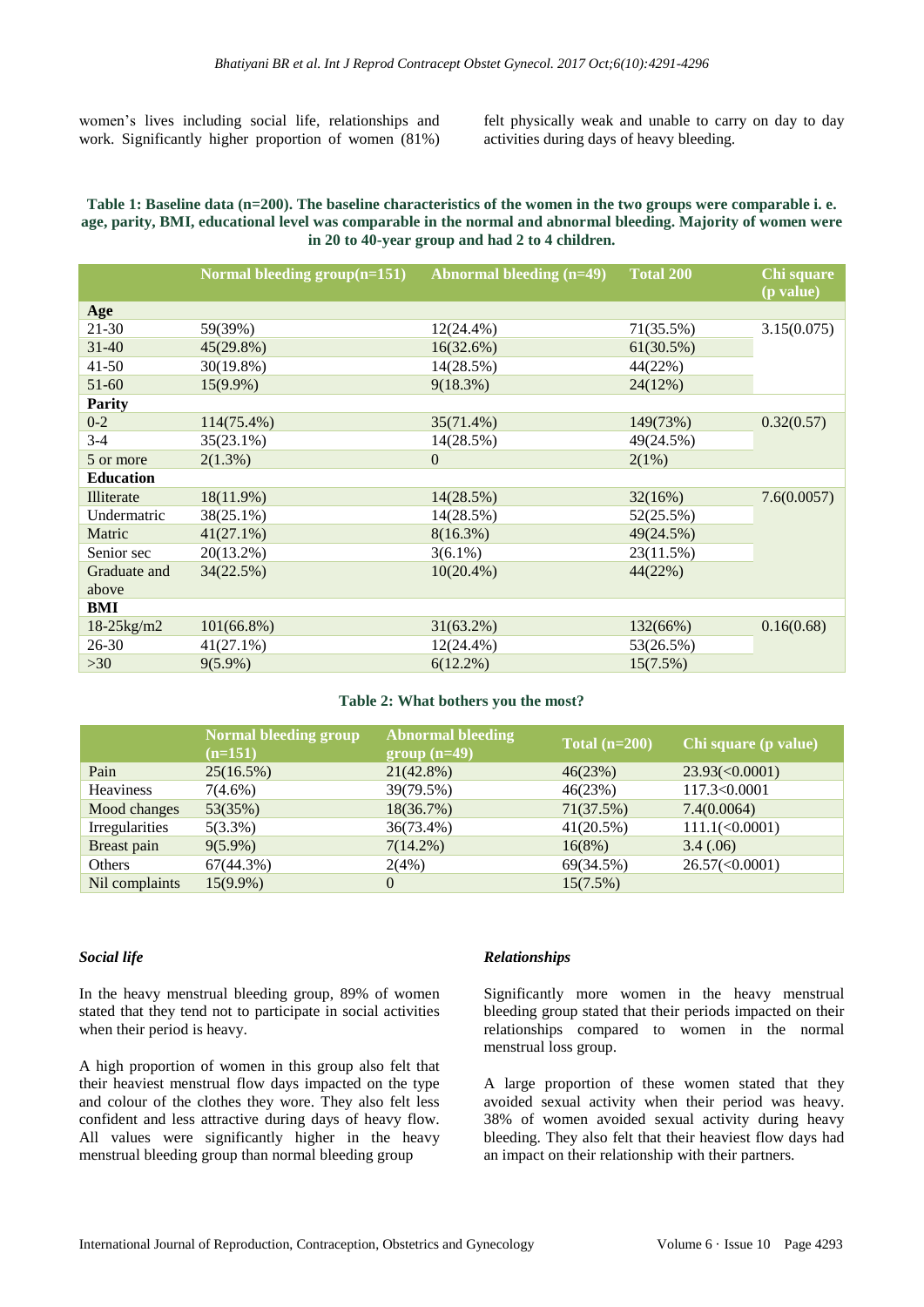women's lives including social life, relationships and work. Significantly higher proportion of women (81%) felt physically weak and unable to carry on day to day activities during days of heavy bleeding.

**Table 1: Baseline data (n=200). The baseline characteristics of the women in the two groups were comparable i. e. age, parity, BMI, educational level was comparable in the normal and abnormal bleeding. Majority of women were in 20 to 40-year group and had 2 to 4 children.**

| | Normal bleeding group(n=151) | Abnormal bleeding (n=49) | Total 200 | Chi square (p value) |
|---|---|---|---|---|
| **Age** | | | | |
| 21-30 | 59(39%) | 12(24.4%) | 71(35.5%) | 3.15(0.075) |
| 31-40 | 45(29.8%) | 16(32.6%) | 61(30.5%) | |
| 41-50 | 30(19.8%) | 14(28.5%) | 44(22%) | |
| 51-60 | 15(9.9%) | 9(18.3%) | 24(12%) | |
| **Parity** | | | | |
| 0-2 | 114(75.4%) | 35(71.4%) | 149(73%) | 0.32(0.57) |
| 3-4 | 35(23.1%) | 14(28.5%) | 49(24.5%) | |
| 5 or more | 2(1.3%) | 0 | 2(1%) | |
| **Education** | | | | |
| Illiterate | 18(11.9%) | 14(28.5%) | 32(16%) | 7.6(0.0057) |
| Undermatric | 38(25.1%) | 14(28.5%) | 52(25.5%) | |
| Matric | 41(27.1%) | 8(16.3%) | 49(24.5%) | |
| Senior sec | 20(13.2%) | 3(6.1%) | 23(11.5%) | |
| Graduate and above | 34(22.5%) | 10(20.4%) | 44(22%) | |
| **BMI** | | | | |
| 18-25kg/m2 | 101(66.8%) | 31(63.2%) | 132(66%) | 0.16(0.68) |
| 26-30 | 41(27.1%) | 12(24.4%) | 53(26.5%) | |
| >30 | 9(5.9%) | 6(12.2%) | 15(7.5%) | |

**Table 2: What bothers you the most?**

| | Normal bleeding group (n=151) | Abnormal bleeding group (n=49) | Total (n=200) | Chi square (p value) |
|---|---|---|---|---|
| Pain | 25(16.5%) | 21(42.8%) | 46(23%) | 23.93(<0.0001) |
| Heaviness | 7(4.6%) | 39(79.5%) | 46(23%) | 117.3<0.0001 |
| Mood changes | 53(35%) | 18(36.7%) | 71(37.5%) | 7.4(0.0064) |
| Irregularities | 5(3.3%) | 36(73.4%) | 41(20.5%) | 111.1(<0.0001) |
| Breast pain | 9(5.9%) | 7(14.2%) | 16(8%) | 3.4 (.06) |
| Others | 67(44.3%) | 2(4%) | 69(34.5%) | 26.57(<0.0001) |
| Nil complaints | 15(9.9%) | 0 | 15(7.5%) | |

### *Social life*

In the heavy menstrual bleeding group, 89% of women stated that they tend not to participate in social activities when their period is heavy.

A high proportion of women in this group also felt that their heaviest menstrual flow days impacted on the type and colour of the clothes they wore. They also felt less confident and less attractive during days of heavy flow. All values were significantly higher in the heavy menstrual bleeding group than normal bleeding group

### *Relationships*

Significantly more women in the heavy menstrual bleeding group stated that their periods impacted on their relationships compared to women in the normal menstrual loss group.

A large proportion of these women stated that they avoided sexual activity when their period was heavy. 38% of women avoided sexual activity during heavy bleeding. They also felt that their heaviest flow days had an impact on their relationship with their partners.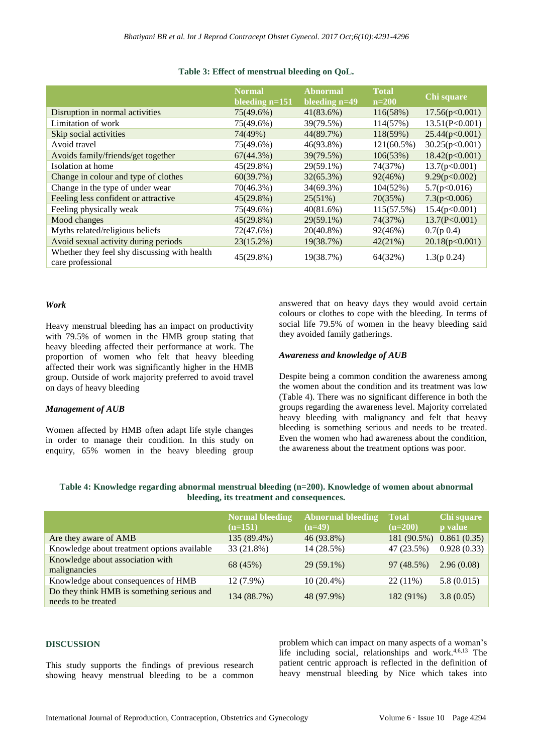**Table 3: Effect of menstrual bleeding on QoL.**

| | Normal bleeding n=151 | Abnormal bleeding n=49 | Total n=200 | Chi square |
|---|---|---|---|---|
| Disruption in normal activities | 75(49.6%) | 41(83.6%) | 116(58%) | 17.56(p<0.001) |
| Limitation of work | 75(49.6%) | 39(79.5%) | 114(57%) | 13.51(P<0.001) |
| Skip social activities | 74(49%) | 44(89.7%) | 118(59%) | 25.44(p<0.001) |
| Avoid travel | 75(49.6%) | 46(93.8%) | 121(60.5%) | 30.25(p<0.001) |
| Avoids family/friends/get together | 67(44.3%) | 39(79.5%) | 106(53%) | 18.42(p<0.001) |
| Isolation at home | 45(29.8%) | 29(59.1%) | 74(37%) | 13.7(p<0.001) |
| Change in colour and type of clothes | 60(39.7%) | 32(65.3%) | 92(46%) | 9.29(p<0.002) |
| Change in the type of under wear | 70(46.3%) | 34(69.3%) | 104(52%) | 5.7(p<0.016) |
| Feeling less confident or attractive | 45(29.8%) | 25(51%) | 70(35%) | 7.3(p<0.006) |
| Feeling physically weak | 75(49.6%) | 40(81.6%) | 115(57.5%) | 15.4(p<0.001) |
| Mood changes | 45(29.8%) | 29(59.1%) | 74(37%) | 13.7(P<0.001) |
| Myths related/religious beliefs | 72(47.6%) | 20(40.8%) | 92(46%) | 0.7(p 0.4) |
| Avoid sexual activity during periods | 23(15.2%) | 19(38.7%) | 42(21%) | 20.18(p<0.001) |
| Whether they feel shy discussing with health care professional | 45(29.8%) | 19(38.7%) | 64(32%) | 1.3(p 0.24) |

### *Work*

Heavy menstrual bleeding has an impact on productivity with 79.5% of women in the HMB group stating that heavy bleeding affected their performance at work. The proportion of women who felt that heavy bleeding affected their work was significantly higher in the HMB group. Outside of work majority preferred to avoid travel on days of heavy bleeding

### *Management of AUB*

Women affected by HMB often adapt life style changes in order to manage their condition. In this study on enquiry, 65% women in the heavy bleeding group answered that on heavy days they would avoid certain colours or clothes to cope with the bleeding. In terms of social life 79.5% of women in the heavy bleeding said they avoided family gatherings.

### *Awareness and knowledge of AUB*

Despite being a common condition the awareness among the women about the condition and its treatment was low (Table 4). There was no significant difference in both the groups regarding the awareness level. Majority correlated heavy bleeding with malignancy and felt that heavy bleeding is something serious and needs to be treated. Even the women who had awareness about the condition, the awareness about the treatment options was poor.

**Table 4: Knowledge regarding abnormal menstrual bleeding (n=200). Knowledge of women about abnormal bleeding, its treatment and consequences.**

| | Normal bleeding (n=151) | Abnormal bleeding (n=49) | Total (n=200) | Chi square p value |
|---|---|---|---|---|
| Are they aware of AMB | 135 (89.4%) | 46 (93.8%) | 181 (90.5%) | 0.861 (0.35) |
| Knowledge about treatment options available | 33 (21.8%) | 14 (28.5%) | 47 (23.5%) | 0.928 (0.33) |
| Knowledge about association with malignancies | 68 (45%) | 29 (59.1%) | 97 (48.5%) | 2.96 (0.08) |
| Knowledge about consequences of HMB | 12 (7.9%) | 10 (20.4%) | 22 (11%) | 5.8 (0.015) |
| Do they think HMB is something serious and needs to be treated | 134 (88.7%) | 48 (97.9%) | 182 (91%) | 3.8 (0.05) |

## DISCUSSION

This study supports the findings of previous research showing heavy menstrual bleeding to be a common problem which can impact on many aspects of a woman's life including social, relationships and work.[4,6,13] The patient centric approach is reflected in the definition of heavy menstrual bleeding by Nice which takes into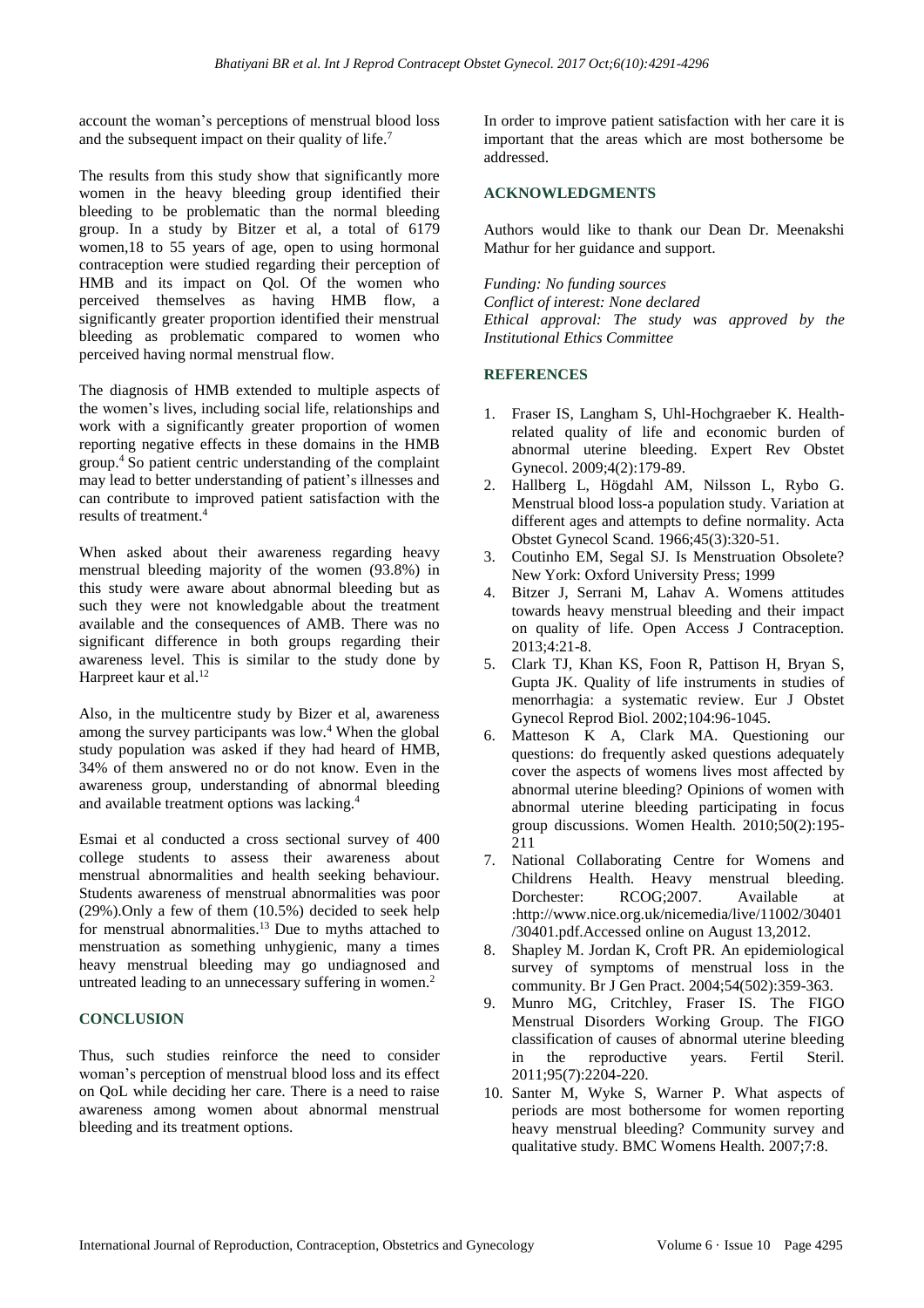account the woman's perceptions of menstrual blood loss and the subsequent impact on their quality of life.[7]

The results from this study show that significantly more women in the heavy bleeding group identified their bleeding to be problematic than the normal bleeding group. In a study by Bitzer et al, a total of 6179 women,18 to 55 years of age, open to using hormonal contraception were studied regarding their perception of HMB and its impact on Qol. Of the women who perceived themselves as having HMB flow, a significantly greater proportion identified their menstrual bleeding as problematic compared to women who perceived having normal menstrual flow.

The diagnosis of HMB extended to multiple aspects of the women's lives, including social life, relationships and work with a significantly greater proportion of women reporting negative effects in these domains in the HMB group.[4] So patient centric understanding of the complaint may lead to better understanding of patient's illnesses and can contribute to improved patient satisfaction with the results of treatment.[4]

When asked about their awareness regarding heavy menstrual bleeding majority of the women (93.8%) in this study were aware about abnormal bleeding but as such they were not knowledgable about the treatment available and the consequences of AMB. There was no significant difference in both groups regarding their awareness level. This is similar to the study done by Harpreet kaur et al.[12]

Also, in the multicentre study by Bizer et al, awareness among the survey participants was low.[4] When the global study population was asked if they had heard of HMB, 34% of them answered no or do not know. Even in the awareness group, understanding of abnormal bleeding and available treatment options was lacking.[4]

Esmai et al conducted a cross sectional survey of 400 college students to assess their awareness about menstrual abnormalities and health seeking behaviour. Students awareness of menstrual abnormalities was poor (29%).Only a few of them (10.5%) decided to seek help for menstrual abnormalities.[13] Due to myths attached to menstruation as something unhygienic, many a times heavy menstrual bleeding may go undiagnosed and untreated leading to an unnecessary suffering in women.[2]

## CONCLUSION

Thus, such studies reinforce the need to consider woman's perception of menstrual blood loss and its effect on QoL while deciding her care. There is a need to raise awareness among women about abnormal menstrual bleeding and its treatment options.

In order to improve patient satisfaction with her care it is important that the areas which are most bothersome be addressed.

## ACKNOWLEDGMENTS

Authors would like to thank our Dean Dr. Meenakshi Mathur for her guidance and support.

*Funding: No funding sources*
*Conflict of interest: None declared*
*Ethical approval: The study was approved by the Institutional Ethics Committee*

## REFERENCES

1. Fraser IS, Langham S, Uhl-Hochgraeber K. Health-related quality of life and economic burden of abnormal uterine bleeding. Expert Rev Obstet Gynecol. 2009;4(2):179-89.
2. Hallberg L, Högdahl AM, Nilsson L, Rybo G. Menstrual blood loss-a population study. Variation at different ages and attempts to define normality. Acta Obstet Gynecol Scand. 1966;45(3):320-51.
3. Coutinho EM, Segal SJ. Is Menstruation Obsolete? New York: Oxford University Press; 1999
4. Bitzer J, Serrani M, Lahav A. Womens attitudes towards heavy menstrual bleeding and their impact on quality of life. Open Access J Contraception. 2013;4:21-8.
5. Clark TJ, Khan KS, Foon R, Pattison H, Bryan S, Gupta JK. Quality of life instruments in studies of menorrhagia: a systematic review. Eur J Obstet Gynecol Reprod Biol. 2002;104:96-1045.
6. Matteson K A, Clark MA. Questioning our questions: do frequently asked questions adequately cover the aspects of womens lives most affected by abnormal uterine bleeding? Opinions of women with abnormal uterine bleeding participating in focus group discussions. Women Health. 2010;50(2):195-211
7. National Collaborating Centre for Womens and Childrens Health. Heavy menstrual bleeding. Dorchester: RCOG;2007. Available at :http://www.nice.org.uk/nicemedia/live/11002/30401/30401.pdf.Accessed online on August 13,2012.
8. Shapley M. Jordan K, Croft PR. An epidemiological survey of symptoms of menstrual loss in the community. Br J Gen Pract. 2004;54(502):359-363.
9. Munro MG, Critchley, Fraser IS. The FIGO Menstrual Disorders Working Group. The FIGO classification of causes of abnormal uterine bleeding in the reproductive years. Fertil Steril. 2011;95(7):2204-220.
10. Santer M, Wyke S, Warner P. What aspects of periods are most bothersome for women reporting heavy menstrual bleeding? Community survey and qualitative study. BMC Womens Health. 2007;7:8.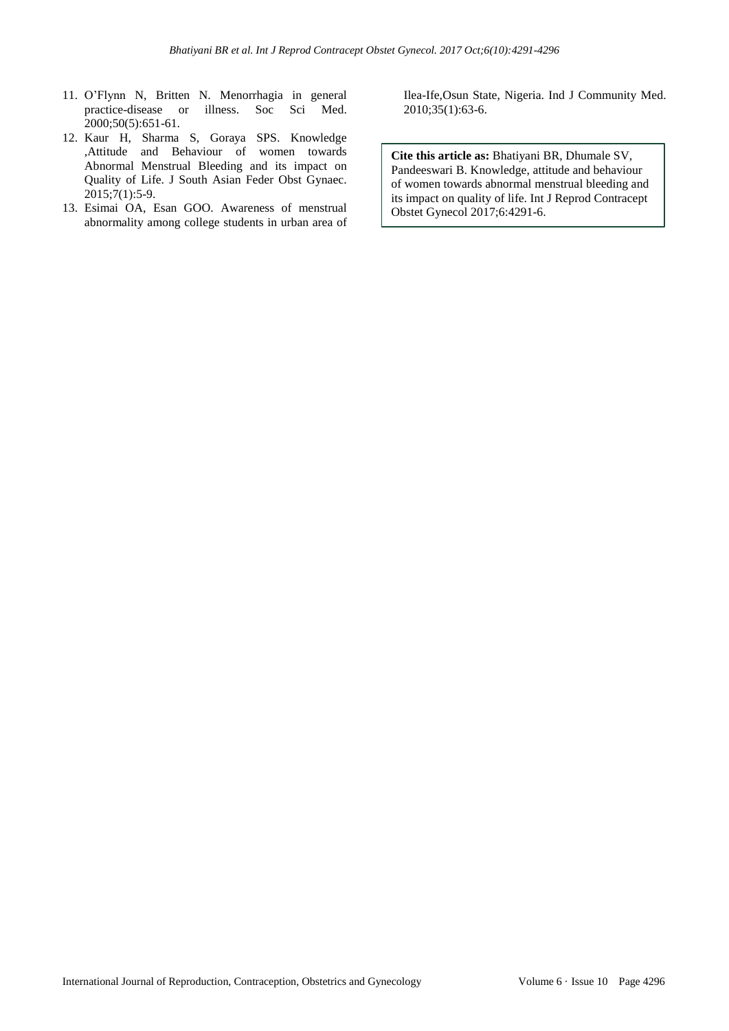11. O'Flynn N, Britten N. Menorrhagia in general practice-disease or illness. Soc Sci Med. 2000;50(5):651-61.
12. Kaur H, Sharma S, Goraya SPS. Knowledge ,Attitude and Behaviour of women towards Abnormal Menstrual Bleeding and its impact on Quality of Life. J South Asian Feder Obst Gynaec. 2015;7(1):5-9.
13. Esimai OA, Esan GOO. Awareness of menstrual abnormality among college students in urban area of Ilea-Ife,Osun State, Nigeria. Ind J Community Med. 2010;35(1):63-6.

**Cite this article as:** Bhatiyani BR, Dhumale SV, Pandeeswari B. Knowledge, attitude and behaviour of women towards abnormal menstrual bleeding and its impact on quality of life. Int J Reprod Contracept Obstet Gynecol 2017;6:4291-6.